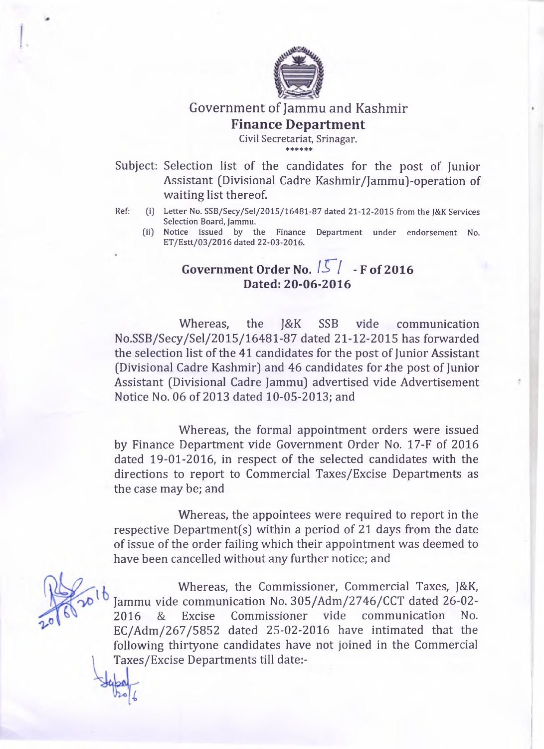# Government of Jammu and Kashmir

## Finance Department

Civil Secretariat, Srinagar.

\*\*\*\*\*\*

Subject: Selection list of the candidates for the post of Junior Assistant (Divisional Cadre Kashmir/Jammu)-operation of waiting list thereof.

Ref: (i) Letter No. SSB/Secy/Sel/2015/16481-87 dated 21-12-2015 from the J&K Services Selection Board, Jammu.

(ii) Notice issued by the Finance Department under endorsement No. ET/Estt/03/2016 dated 22-03-2016.

**Government Order No. 151 - F of 2016**

**Dated: 20-06-2016**

Whereas, the J&K SSB vide communication No.SSB/Secy/Sel/2015/16481-87 dated 21-12-2015 has forwarded the selection list of the 41 candidates for the post of Junior Assistant (Divisional Cadre Kashmir) and 46 candidates for the post of Junior Assistant (Divisional Cadre Jammu) advertised vide Advertisement Notice No. 06 of 2013 dated 10-05-2013; and

Whereas, the formal appointment orders were issued by Finance Department vide Government Order No. 17-F of 2016 dated 19-01-2016, in respect of the selected candidates with the directions to report to Commercial Taxes/Excise Departments as the case may be; and

Whereas, the appointees were required to report in the respective Department(s) within a period of 21 days from the date of issue of the order failing which their appointment was deemed to have been cancelled without any further notice; and

Whereas, the Commissioner, Commercial Taxes, J&K, Jammu vide communication No. 305/Adm/2746/CCT dated 26-02-2016 & Excise Commissioner vide communication No. EC/Adm/267/5852 dated 25-02-2016 have intimated that the following thirtyone candidates have not joined in the Commercial Taxes/Excise Departments till date:-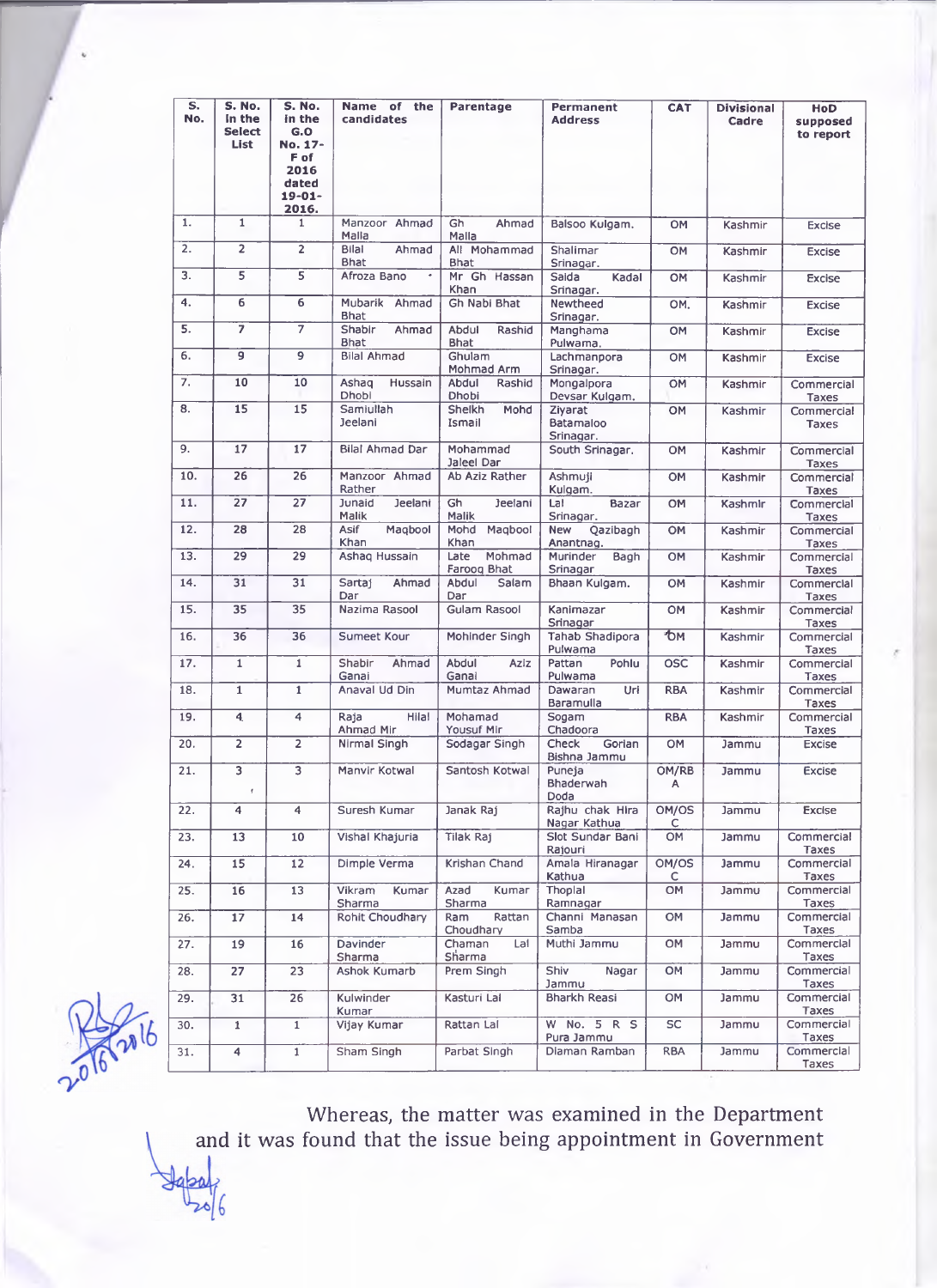| S. No. | S. No. in the Select List | S. No. in the G.O No. 17-F of 2016 dated 19-01-2016. | Name of the candidates | Parentage | Permanent Address | CAT | Divisional Cadre | HoD supposed to report |
|---|---|---|---|---|---|---|---|---|
| 1. | 1 | 1 | Manzoor Ahmad Malla | Gh Ahmad Malla | Balsoo Kulgam. | OM | Kashmir | Excise |
| 2. | 2 | 2 | Bilal Ahmad Bhat | Ali Mohammad Bhat | Shalimar Srinagar. | OM | Kashmir | Excise |
| 3. | 5 | 5 | Afroza Bano | Mr Gh Hassan Khan | Saida Kadal Srinagar. | OM | Kashmir | Excise |
| 4. | 6 | 6 | Mubarik Ahmad Bhat | Gh Nabi Bhat | Newtheed Srinagar. | OM. | Kashmir | Excise |
| 5. | 7 | 7 | Shabir Ahmad Bhat | Abdul Rashid Bhat | Manghama Pulwama. | OM | Kashmir | Excise |
| 6. | 9 | 9 | Bilal Ahmad | Ghulam Mohmad Arm | Lachmanpora Srinagar. | OM | Kashmir | Excise |
| 7. | 10 | 10 | Ashaq Hussain Dhobi | Abdul Rashid Dhobi | Mongalpora Devsar Kulgam. | OM | Kashmir | Commercial Taxes |
| 8. | 15 | 15 | Samiullah Jeelani | Sheikh Mohd Ismail | Ziyarat Batamaloo Srinagar. | OM | Kashmir | Commercial Taxes |
| 9. | 17 | 17 | Bilal Ahmad Dar | Mohammad Jaleel Dar | South Srinagar. | OM | Kashmir | Commercial Taxes |
| 10. | 26 | 26 | Manzoor Ahmad Rather | Ab Aziz Rather | Ashmuji Kulgam. | OM | Kashmir | Commercial Taxes |
| 11. | 27 | 27 | Junaid Jeelani Malik | Gh Jeelani Malik | Lal Bazar Srinagar. | OM | Kashmir | Commercial Taxes |
| 12. | 28 | 28 | Asif Maqbool Khan | Mohd Maqbool Khan | New Qazibagh Anantnag. | OM | Kashmir | Commercial Taxes |
| 13. | 29 | 29 | Ashaq Hussain | Late Mohmad Farooq Bhat | Murinder Bagh Srinagar | OM | Kashmir | Commercial Taxes |
| 14. | 31 | 31 | Sartaj Ahmad Dar | Abdul Salam Dar | Bhaan Kulgam. | OM | Kashmir | Commercial Taxes |
| 15. | 35 | 35 | Nazima Rasool | Gulam Rasool | Kanimazar Srinagar | OM | Kashmir | Commercial Taxes |
| 16. | 36 | 36 | Sumeet Kour | Mohinder Singh | Tahab Shadipora Pulwama | OM | Kashmir | Commercial Taxes |
| 17. | 1 | 1 | Shabir Ahmad Ganai | Abdul Aziz Ganai | Pattan Pohlu Pulwama | OSC | Kashmir | Commercial Taxes |
| 18. | 1 | 1 | Anayat Ud Din | Mumtaz Ahmad | Dawaran Uri Baramulla | RBA | Kashmir | Commercial Taxes |
| 19. | 4 | 4 | Raja Hilal Ahmad Mir | Mohamad Yousuf Mir | Sogam Chadoora | RBA | Kashmir | Commercial Taxes |
| 20. | 2 | 2 | Nirmal Singh | Sodagar Singh | Check Gorian Bishna Jammu | OM | Jammu | Excise |
| 21. | 3 | 3 | Manvir Kotwal | Santosh Kotwal | Puneja Bhaderwah Doda | OM/RBA | Jammu | Excise |
| 22. | 4 | 4 | Suresh Kumar | Janak Raj | Rajhu chak Hira Nagar Kathua | OM/OSC | Jammu | Excise |
| 23. | 13 | 10 | Vishal Khajuria | Tilak Raj | Slot Sundar Bani Rajouri | OM | Jammu | Commercial Taxes |
| 24. | 15 | 12 | Dimple Verma | Krishan Chand | Amala Hiranagar Kathua | OM/OSC | Jammu | Commercial Taxes |
| 25. | 16 | 13 | Vikram Kumar Sharma | Azad Kumar Sharma | Thoplal Ramnagar | OM | Jammu | Commercial Taxes |
| 26. | 17 | 14 | Rohit Choudhary | Ram Rattan Choudhary | Channi Manasan Samba | OM | Jammu | Commercial Taxes |
| 27. | 19 | 16 | Davinder Sharma | Chaman Lal Sharma | Muthi Jammu | OM | Jammu | Commercial Taxes |
| 28. | 27 | 23 | Ashok Kumarb | Prem Singh | Shiv Nagar Jammu | OM | Jammu | Commercial Taxes |
| 29. | 31 | 26 | Kulwinder Kumar | Kasturi Lal | Bharkh Reasi | OM | Jammu | Commercial Taxes |
| 30. | 1 | 1 | Vijay Kumar | Rattan Lal | W No. 5 R S Pura Jammu | SC | Jammu | Commercial Taxes |
| 31. | 4 | 1 | Sham Singh | Parbat Singh | Diaman Ramban | RBA | Jammu | Commercial Taxes |

Whereas, the matter was examined in the Department and it was found that the issue being appointment in Government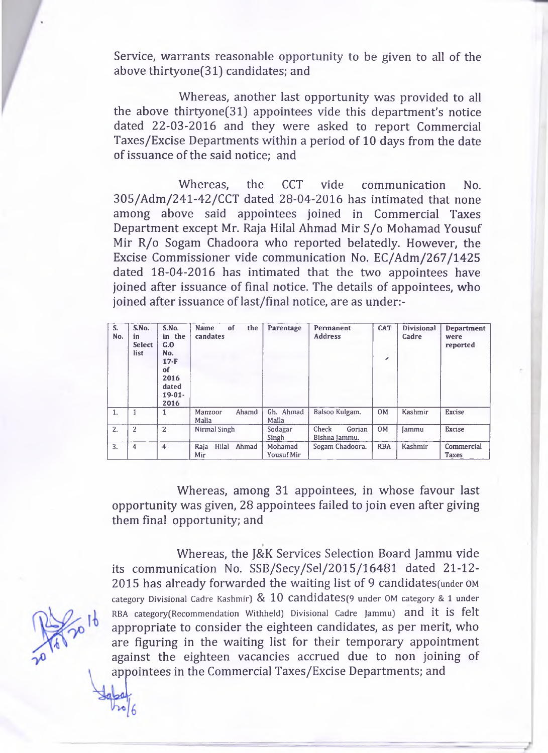Service, warrants reasonable opportunity to be given to all of the above thirtyone(31) candidates; and

Whereas, another last opportunity was provided to all the above thirtyone(31) appointees vide this department's notice dated 22-03-2016 and they were asked to report Commercial Taxes/Excise Departments within a period of 10 days from the date of issuance of the said notice; and

Whereas, the CCT vide communication No. 305/Adm/241-42/CCT dated 28-04-2016 has intimated that none among above said appointees joined in Commercial Taxes Department except Mr. Raja Hilal Ahmad Mir S/o Mohamad Yousuf Mir R/o Sogam Chadoora who reported belatedly. However, the Excise Commissioner vide communication No. EC/Adm/267/1425 dated 18-04-2016 has intimated that the two appointees have joined after issuance of final notice. The details of appointees, who joined after issuance of last/final notice, are as under:-

| S. No. | S.No. in Select list | S.No. in the G.O No. 17-F of 2016 dated 19-01-2016 | Name of the candates | Parentage | Permanent Address | CAT | Divisional Cadre | Department were reported |
|---|---|---|---|---|---|---|---|---|
| 1. | 1 | 1 | Manzoor Ahamd Malla | Gh. Ahmad Malla | Balsoo Kulgam. | OM | Kashmir | Excise |
| 2. | 2 | 2 | Nirmal Singh | Sodagar Singh | Check Gorian Bishna Jammu. | OM | Jammu | Excise |
| 3. | 4 | 4 | Raja Hilal Ahmad Mir | Mohamad Yousuf Mir | Sogam Chadoora. | RBA | Kashmir | Commercial Taxes |

Whereas, among 31 appointees, in whose favour last opportunity was given, 28 appointees failed to join even after giving them final opportunity; and

Whereas, the J&K Services Selection Board Jammu vide its communication No. SSB/Secy/Sel/2015/16481 dated 21-12-2015 has already forwarded the waiting list of 9 candidates(under OM category Divisional Cadre Kashmir) & 10 candidates(9 under OM category & 1 under RBA category(Recommendation Withheld) Divisional Cadre Jammu) and it is felt appropriate to consider the eighteen candidates, as per merit, who are figuring in the waiting list for their temporary appointment against the eighteen vacancies accrued due to non joining of appointees in the Commercial Taxes/Excise Departments; and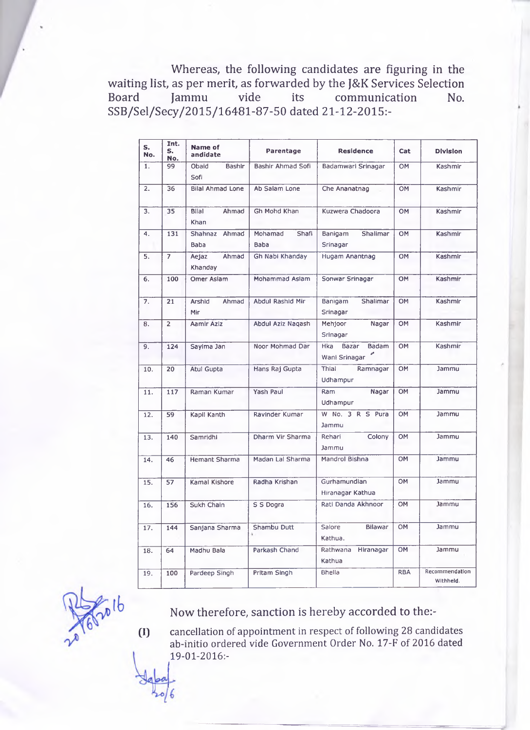Whereas, the following candidates are figuring in the waiting list, as per merit, as forwarded by the J&K Services Selection Board Jammu vide its communication No. SSB/Sel/Secy/2015/16481-87-50 dated 21-12-2015:-

| S. No. | Int. S. No. | Name of andidate | Parentage | Residence | Cat | Division |
|---|---|---|---|---|---|---|
| 1. | 99 | Obaid Bashir Sofi | Bashir Ahmad Sofi | Badamwari Srinagar | OM | Kashmir |
| 2. | 36 | Bilal Ahmad Lone | Ab Salam Lone | Che Ananatnag | OM | Kashmir |
| 3. | 35 | Bilal Ahmad Khan | Gh Mohd Khan | Kuzwera Chadoora | OM | Kashmir |
| 4. | 131 | Shahnaz Ahmad Baba | Mohamad Shafi Baba | Banigam Shalimar Srinagar | OM | Kashmir |
| 5. | 7 | Aejaz Ahmad Khanday | Gh Nabi Khanday | Hugam Anantnag | OM | Kashmir |
| 6. | 100 | Omer Aslam | Mohammad Aslam | Sonwar Srinagar | OM | Kashmir |
| 7. | 21 | Arshid Ahmad Mir | Abdul Rashid Mir | Banigam Shalimar Srinagar | OM | Kashmir |
| 8. | 2 | Aamir Aziz | Abdul Aziz Naqash | Mehjoor Nagar Srinagar | OM | Kashmir |
| 9. | 124 | Sayima Jan | Noor Mohmad Dar | Hka Bazar Badam Wani Srinagar | OM | Kashmir |
| 10. | 20 | Atul Gupta | Hans Raj Gupta | Thial Ramnagar Udhampur | OM | Jammu |
| 11. | 117 | Raman Kumar | Yash Paul | Ram Nagar Udhampur | OM | Jammu |
| 12. | 59 | Kapil Kanth | Ravinder Kumar | W No. 3 R S Pura Jammu | OM | Jammu |
| 13. | 140 | Samridhi | Dharm Vir Sharma | Rehari Colony Jammu | OM | Jammu |
| 14. | 46 | Hemant Sharma | Madan Lal Sharma | Mandrol Bishna | OM | Jammu |
| 15. | 57 | Kamal Kishore | Radha Krishan | Gurhamundian Hiranagar Kathua | OM | Jammu |
| 16. | 156 | Sukh Chain | S S Dogra | Rati Danda Akhnoor | OM | Jammu |
| 17. | 144 | Sanjana Sharma | Shambu Dutt | Salore Bilawar Kathua. | OM | Jammu |
| 18. | 64 | Madhu Bala | Parkash Chand | Rathwana Hiranagar Kathua | OM | Jammu |
| 19. | 100 | Pardeep Singh | Pritam Singh | Bhella | RBA | Recommendation Withheld. |

Now therefore, sanction is hereby accorded to the:-

(I) cancellation of appointment in respect of following 28 candidates ab-initio ordered vide Government Order No. 17-F of 2016 dated 19-01-2016:-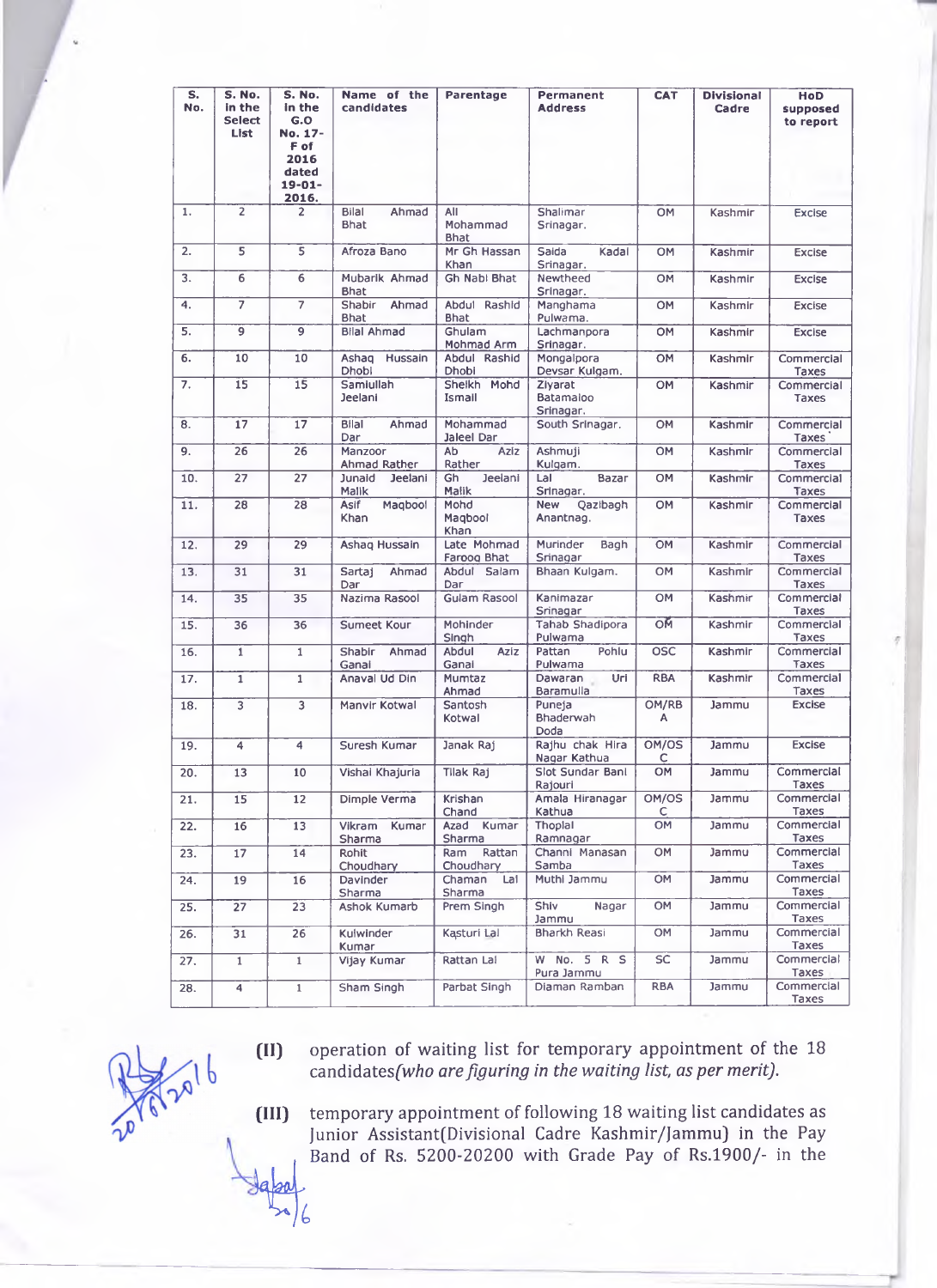| S. No. | S. No. in the Select List | S. No. in the G.O No. 17-F of 2016 dated 19-01-2016. | Name of the candidates | Parentage | Permanent Address | CAT | Divisional Cadre | HoD supposed to report |
|---|---|---|---|---|---|---|---|---|
| 1. | 2 | 2 | Bilal Ahmad Bhat | Ali Mohammad Bhat | Shalimar Srinagar. | OM | Kashmir | Excise |
| 2. | 5 | 5 | Afroza Bano | Mr Gh Hassan Khan | Saida Kadal Srinagar. | OM | Kashmir | Excise |
| 3. | 6 | 6 | Mubarik Ahmad Bhat | Gh Nabi Bhat | Newtheed Srinagar. | OM | Kashmir | Excise |
| 4. | 7 | 7 | Shabir Ahmad Bhat | Abdul Rashid Bhat | Manghama Pulwama. | OM | Kashmir | Excise |
| 5. | 9 | 9 | Bilal Ahmad | Ghulam Mohmad Arm | Lachmanpora Srinagar. | OM | Kashmir | Excise |
| 6. | 10 | 10 | Ashaq Hussain Dhobi | Abdul Rashid Dhobi | Mongalpora Devsar Kulgam. | OM | Kashmir | Commercial Taxes |
| 7. | 15 | 15 | Samiullah Jeelani | Sheikh Mohd Ismail | Ziyarat Batamaloo Srinagar. | OM | Kashmir | Commercial Taxes |
| 8. | 17 | 17 | Bilal Ahmad Dar | Mohammad Jaleel Dar | South Srinagar. | OM | Kashmir | Commercial Taxes |
| 9. | 26 | 26 | Manzoor Ahmad Rather | Ab Aziz Rather | Ashmuji Kulgam. | OM | Kashmir | Commercial Taxes |
| 10. | 27 | 27 | Junaid Jeelani Malik | Gh Jeelani Malik | Lal Bazar Srinagar. | OM | Kashmir | Commercial Taxes |
| 11. | 28 | 28 | Asif Maqbool Khan | Mohd Maqbool Khan | New Qazibagh Anantnag. | OM | Kashmir | Commercial Taxes |
| 12. | 29 | 29 | Ashaq Hussain | Late Mohmad Farooq Bhat | Murinder Bagh Srinagar | OM | Kashmir | Commercial Taxes |
| 13. | 31 | 31 | Sartaj Ahmad Dar | Abdul Salam Dar | Bhaan Kulgam. | OM | Kashmir | Commercial Taxes |
| 14. | 35 | 35 | Nazima Rasool | Gulam Rasool | Kanimazar Srinagar | OM | Kashmir | Commercial Taxes |
| 15. | 36 | 36 | Sumeet Kour | Mohinder Singh | Tahab Shadipora Pulwama | OM | Kashmir | Commercial Taxes |
| 16. | 1 | 1 | Shabir Ahmad Ganai | Abdul Aziz Ganai | Pattan Pohlu Pulwama | OSC | Kashmir | Commercial Taxes |
| 17. | 1 | 1 | Anayat Ud Din | Mumtaz Ahmad | Dawaran Uri Baramulla | RBA | Kashmir | Commercial Taxes |
| 18. | 3 | 3 | Manvir Kotwal | Santosh Kotwal | Puneja Bhaderwah Doda | OM/RBA | Jammu | Excise |
| 19. | 4 | 4 | Suresh Kumar | Janak Raj | Rajhu chak Hira Nagar Kathua | OM/OSC | Jammu | Excise |
| 20. | 13 | 10 | Vishal Khajuria | Tilak Raj | Slot Sundar Bani Rajouri | OM | Jammu | Commercial Taxes |
| 21. | 15 | 12 | Dimple Verma | Krishan Chand | Amala Hiranagar Kathua | OM/OSC | Jammu | Commercial Taxes |
| 22. | 16 | 13 | Vikram Kumar Sharma | Azad Kumar Sharma | Thoplal Ramnagar | OM | Jammu | Commercial Taxes |
| 23. | 17 | 14 | Rohit Choudhary | Ram Rattan Choudhary | Channi Manasan Samba | OM | Jammu | Commercial Taxes |
| 24. | 19 | 16 | Davinder Sharma | Chaman Lal Sharma | Muthi Jammu | OM | Jammu | Commercial Taxes |
| 25. | 27 | 23 | Ashok Kumarb | Prem Singh | Shiv Nagar Jammu | OM | Jammu | Commercial Taxes |
| 26. | 31 | 26 | Kulwinder Kumar | Kasturi Lal | Bharkh Reasi | OM | Jammu | Commercial Taxes |
| 27. | 1 | 1 | Vijay Kumar | Rattan Lal | W No. 5 R S Pura Jammu | SC | Jammu | Commercial Taxes |
| 28. | 4 | 1 | Sham Singh | Parbat Singh | Diaman Ramban | RBA | Jammu | Commercial Taxes |

**(II)** operation of waiting list for temporary appointment of the 18 candidates*(who are figuring in the waiting list, as per merit)*.

**(III)** temporary appointment of following 18 waiting list candidates as Junior Assistant(Divisional Cadre Kashmir/Jammu) in the Pay Band of Rs. 5200-20200 with Grade Pay of Rs.1900/- in the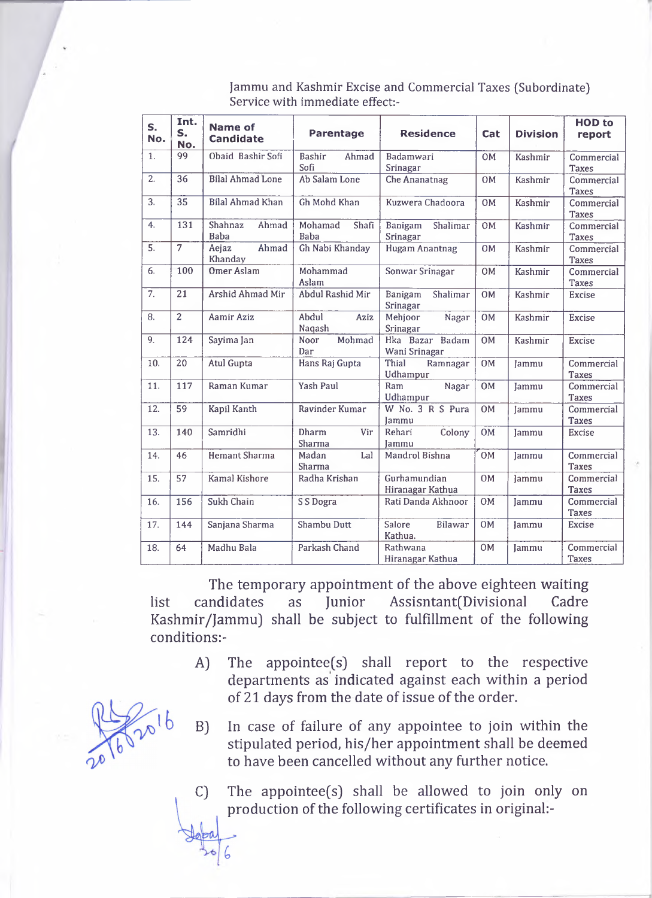Jammu and Kashmir Excise and Commercial Taxes (Subordinate) Service with immediate effect:-

| S. No. | Int. S. No. | Name of Candidate | Parentage | Residence | Cat | Division | HOD to report |
|---|---|---|---|---|---|---|---|
| 1. | 99 | Obaid Bashir Sofi | Bashir Ahmad Sofi | Badamwari Srinagar | OM | Kashmir | Commercial Taxes |
| 2. | 36 | Bilal Ahmad Lone | Ab Salam Lone | Che Ananatnag | OM | Kashmir | Commercial Taxes |
| 3. | 35 | Bilal Ahmad Khan | Gh Mohd Khan | Kuzwera Chadoora | OM | Kashmir | Commercial Taxes |
| 4. | 131 | Shahnaz Ahmad Baba | Mohamad Shafi Baba | Banigam Shalimar Srinagar | OM | Kashmir | Commercial Taxes |
| 5. | 7 | Aejaz Ahmad Khanday | Gh Nabi Khanday | Hugam Anantnag | OM | Kashmir | Commercial Taxes |
| 6. | 100 | Omer Aslam | Mohammad Aslam | Sonwar Srinagar | OM | Kashmir | Commercial Taxes |
| 7. | 21 | Arshid Ahmad Mir | Abdul Rashid Mir | Banigam Shalimar Srinagar | OM | Kashmir | Excise |
| 8. | 2 | Aamir Aziz | Abdul Aziz Naqash | Mehjoor Nagar Srinagar | OM | Kashmir | Excise |
| 9. | 124 | Sayima Jan | Noor Mohmad Dar | Hka Bazar Badam Wani Srinagar | OM | Kashmir | Excise |
| 10. | 20 | Atul Gupta | Hans Raj Gupta | Thial Ramnagar Udhampur | OM | Jammu | Commercial Taxes |
| 11. | 117 | Raman Kumar | Yash Paul | Ram Nagar Udhampur | OM | Jammu | Commercial Taxes |
| 12. | 59 | Kapil Kanth | Ravinder Kumar | W No. 3 R S Pura Jammu | OM | Jammu | Commercial Taxes |
| 13. | 140 | Samridhi | Dharm Vir Sharma | Rehari Colony Jammu | OM | Jammu | Excise |
| 14. | 46 | Hemant Sharma | Madan Lal Sharma | Mandrol Bishna | OM | Jammu | Commercial Taxes |
| 15. | 57 | Kamal Kishore | Radha Krishan | Gurhamundian Hiranagar Kathua | OM | Jammu | Commercial Taxes |
| 16. | 156 | Sukh Chain | S S Dogra | Rati Danda Akhnoor | OM | Jammu | Commercial Taxes |
| 17. | 144 | Sanjana Sharma | Shambu Dutt | Salore Bilawar Kathua. | OM | Jammu | Excise |
| 18. | 64 | Madhu Bala | Parkash Chand | Rathwana Hiranagar Kathua | OM | Jammu | Commercial Taxes |

The temporary appointment of the above eighteen waiting list candidates as Junior Assisntant(Divisional Cadre Kashmir/Jammu) shall be subject to fulfillment of the following conditions:-

A) The appointee(s) shall report to the respective departments as indicated against each within a period of 21 days from the date of issue of the order.

B) In case of failure of any appointee to join within the stipulated period, his/her appointment shall be deemed to have been cancelled without any further notice.

C) The appointee(s) shall be allowed to join only on production of the following certificates in original:-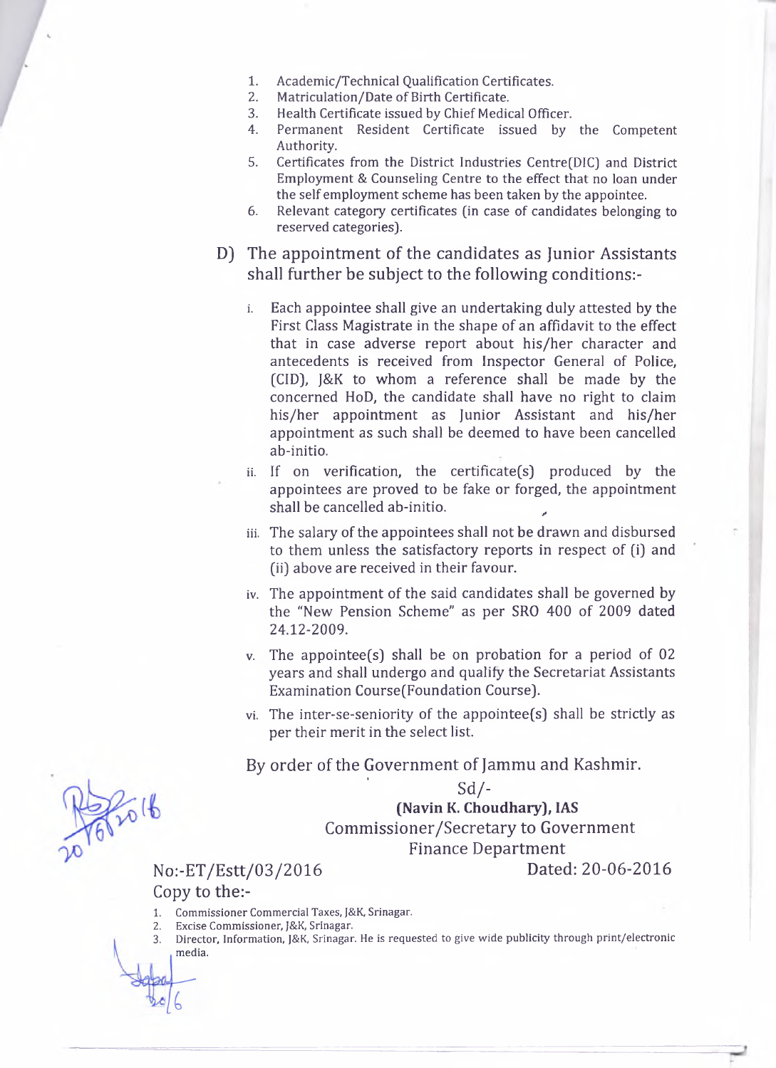1. Academic/Technical Qualification Certificates.
2. Matriculation/Date of Birth Certificate.
3. Health Certificate issued by Chief Medical Officer.
4. Permanent Resident Certificate issued by the Competent Authority.
5. Certificates from the District Industries Centre(DIC) and District Employment & Counseling Centre to the effect that no loan under the self employment scheme has been taken by the appointee.
6. Relevant category certificates (in case of candidates belonging to reserved categories).

D) The appointment of the candidates as Junior Assistants shall further be subject to the following conditions:-

i. Each appointee shall give an undertaking duly attested by the First Class Magistrate in the shape of an affidavit to the effect that in case adverse report about his/her character and antecedents is received from Inspector General of Police, (CID), J&K to whom a reference shall be made by the concerned HoD, the candidate shall have no right to claim his/her appointment as Junior Assistant and his/her appointment as such shall be deemed to have been cancelled ab-initio.

ii. If on verification, the certificate(s) produced by the appointees are proved to be fake or forged, the appointment shall be cancelled ab-initio.

iii. The salary of the appointees shall not be drawn and disbursed to them unless the satisfactory reports in respect of (i) and (ii) above are received in their favour.

iv. The appointment of the said candidates shall be governed by the "New Pension Scheme" as per SRO 400 of 2009 dated 24.12-2009.

v. The appointee(s) shall be on probation for a period of 02 years and shall undergo and qualify the Secretariat Assistants Examination Course(Foundation Course).

vi. The inter-se-seniority of the appointee(s) shall be strictly as per their merit in the select list.

By order of the Government of Jammu and Kashmir.

Sd/-
**(Navin K. Choudhary), IAS**
Commissioner/Secretary to Government
Finance Department

No:-ET/Estt/03/2016 Dated: 20-06-2016

Copy to the:-

1. Commissioner Commercial Taxes, J&K, Srinagar.
2. Excise Commissioner, J&K, Srinagar.
3. Director, Information, J&K, Srinagar. He is requested to give wide publicity through print/electronic media.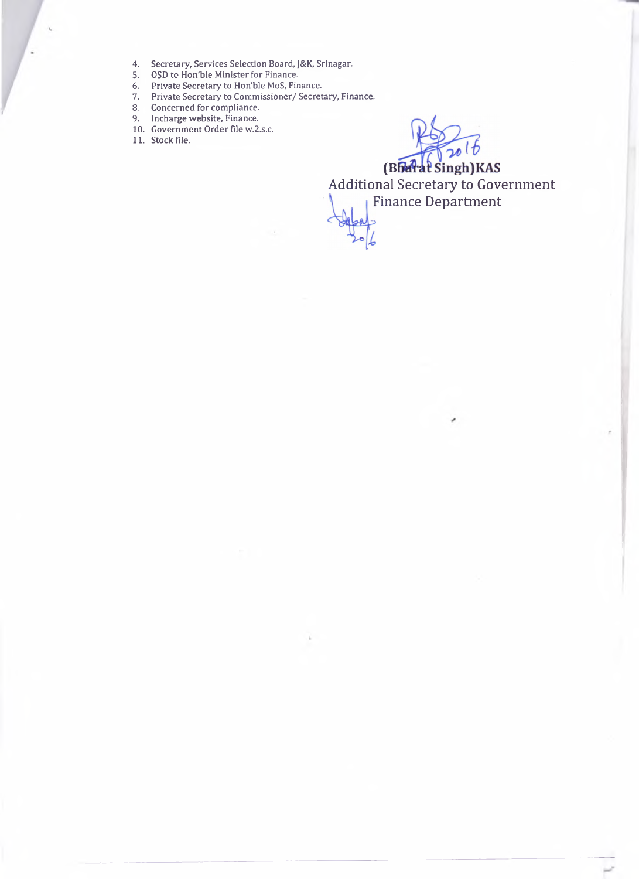4. Secretary, Services Selection Board, J&K, Srinagar.
5. OSD to Hon'ble Minister for Finance.
6. Private Secretary to Hon'ble MoS, Finance.
7. Private Secretary to Commissioner/ Secretary, Finance.
8. Concerned for compliance.
9. Incharge website, Finance.
10. Government Order file w.2.s.c.
11. Stock file.

**(Bharat Singh)KAS**
Additional Secretary to Government
Finance Department